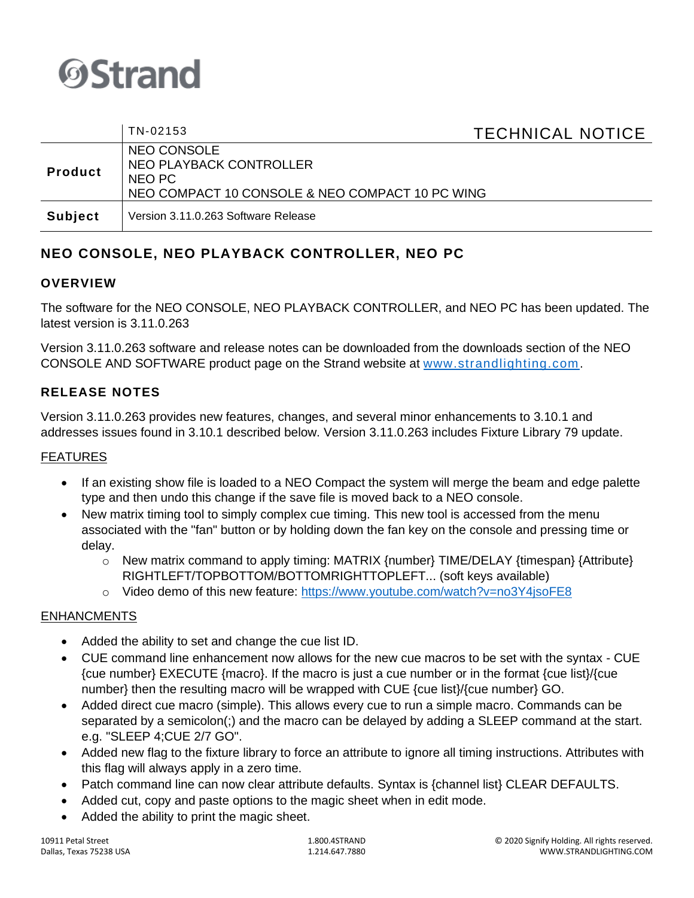Strand

| | TN-02153 TECHNICAL NOTICE |
| --- | --- |
| **Product** | NEO CONSOLE<br>NEO PLAYBACK CONTROLLER<br>NEO PC<br>NEO COMPACT 10 CONSOLE & NEO COMPACT 10 PC WING |
| **Subject** | Version 3.11.0.263 Software Release |

## NEO CONSOLE, NEO PLAYBACK CONTROLLER, NEO PC

### OVERVIEW

The software for the NEO CONSOLE, NEO PLAYBACK CONTROLLER, and NEO PC has been updated. The latest version is 3.11.0.263

Version 3.11.0.263 software and release notes can be downloaded from the downloads section of the NEO CONSOLE AND SOFTWARE product page on the Strand website at [www.strandlighting.com](http://www.strandlighting.com).

### RELEASE NOTES

Version 3.11.0.263 provides new features, changes, and several minor enhancements to 3.10.1 and addresses issues found in 3.10.1 described below. Version 3.11.0.263 includes Fixture Library 79 update.

#### FEATURES

- If an existing show file is loaded to a NEO Compact the system will merge the beam and edge palette type and then undo this change if the save file is moved back to a NEO console.
- New matrix timing tool to simply complex cue timing. This new tool is accessed from the menu associated with the "fan" button or by holding down the fan key on the console and pressing time or delay.
  - New matrix command to apply timing: MATRIX {number} TIME/DELAY {timespan} {Attribute} RIGHTLEFT/TOPBOTTOM/BOTTOMRIGHTTOPLEFT... (soft keys available)
  - Video demo of this new feature: [https://www.youtube.com/watch?v=no3Y4jsoFE8](https://www.youtube.com/watch?v=no3Y4jsoFE8)

#### ENHANCMENTS

- Added the ability to set and change the cue list ID.
- CUE command line enhancement now allows for the new cue macros to be set with the syntax - CUE {cue number} EXECUTE {macro}. If the macro is just a cue number or in the format {cue list}/{cue number} then the resulting macro will be wrapped with CUE {cue list}/{cue number} GO.
- Added direct cue macro (simple). This allows every cue to run a simple macro. Commands can be separated by a semicolon(;) and the macro can be delayed by adding a SLEEP command at the start. e.g. "SLEEP 4;CUE 2/7 GO".
- Added new flag to the fixture library to force an attribute to ignore all timing instructions. Attributes with this flag will always apply in a zero time.
- Patch command line can now clear attribute defaults. Syntax is {channel list} CLEAR DEFAULTS.
- Added cut, copy and paste options to the magic sheet when in edit mode.
- Added the ability to print the magic sheet.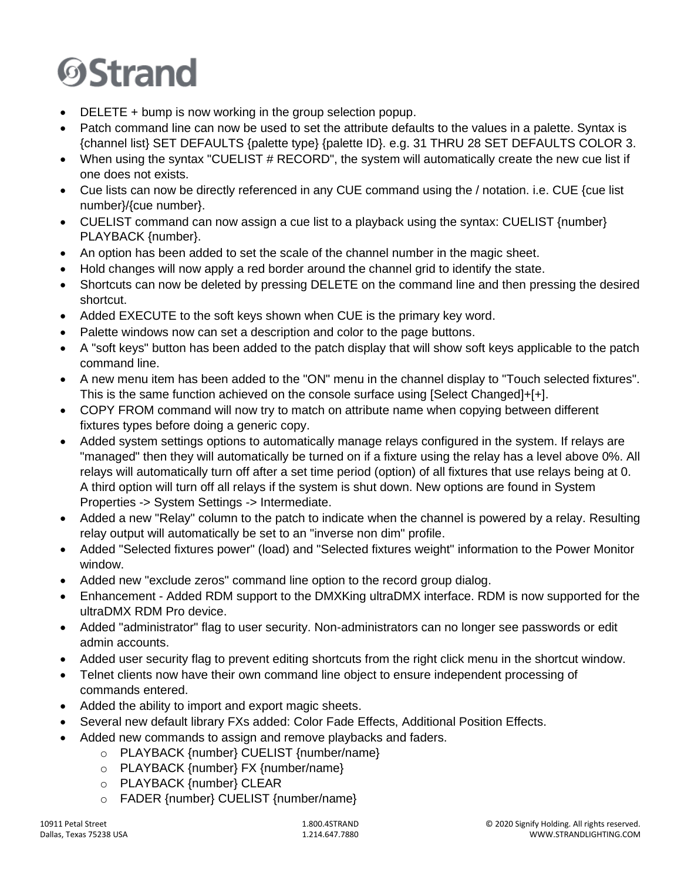- DELETE + bump is now working in the group selection popup.
- Patch command line can now be used to set the attribute defaults to the values in a palette. Syntax is {channel list} SET DEFAULTS {palette type} {palette ID}. e.g. 31 THRU 28 SET DEFAULTS COLOR 3.
- When using the syntax "CUELIST # RECORD", the system will automatically create the new cue list if one does not exists.
- Cue lists can now be directly referenced in any CUE command using the / notation. i.e. CUE {cue list number}/{cue number}.
- CUELIST command can now assign a cue list to a playback using the syntax: CUELIST {number} PLAYBACK {number}.
- An option has been added to set the scale of the channel number in the magic sheet.
- Hold changes will now apply a red border around the channel grid to identify the state.
- Shortcuts can now be deleted by pressing DELETE on the command line and then pressing the desired shortcut.
- Added EXECUTE to the soft keys shown when CUE is the primary key word.
- Palette windows now can set a description and color to the page buttons.
- A "soft keys" button has been added to the patch display that will show soft keys applicable to the patch command line.
- A new menu item has been added to the "ON" menu in the channel display to "Touch selected fixtures". This is the same function achieved on the console surface using [Select Changed]+[+].
- COPY FROM command will now try to match on attribute name when copying between different fixtures types before doing a generic copy.
- Added system settings options to automatically manage relays configured in the system. If relays are "managed" then they will automatically be turned on if a fixture using the relay has a level above 0%. All relays will automatically turn off after a set time period (option) of all fixtures that use relays being at 0. A third option will turn off all relays if the system is shut down. New options are found in System Properties -> System Settings -> Intermediate.
- Added a new "Relay" column to the patch to indicate when the channel is powered by a relay. Resulting relay output will automatically be set to an "inverse non dim" profile.
- Added "Selected fixtures power" (load) and "Selected fixtures weight" information to the Power Monitor window.
- Added new "exclude zeros" command line option to the record group dialog.
- Enhancement - Added RDM support to the DMXKing ultraDMX interface. RDM is now supported for the ultraDMX RDM Pro device.
- Added "administrator" flag to user security. Non-administrators can no longer see passwords or edit admin accounts.
- Added user security flag to prevent editing shortcuts from the right click menu in the shortcut window.
- Telnet clients now have their own command line object to ensure independent processing of commands entered.
- Added the ability to import and export magic sheets.
- Several new default library FXs added: Color Fade Effects, Additional Position Effects.
- Added new commands to assign and remove playbacks and faders.
  - PLAYBACK {number} CUELIST {number/name}
  - PLAYBACK {number} FX {number/name}
  - PLAYBACK {number} CLEAR
  - FADER {number} CUELIST {number/name}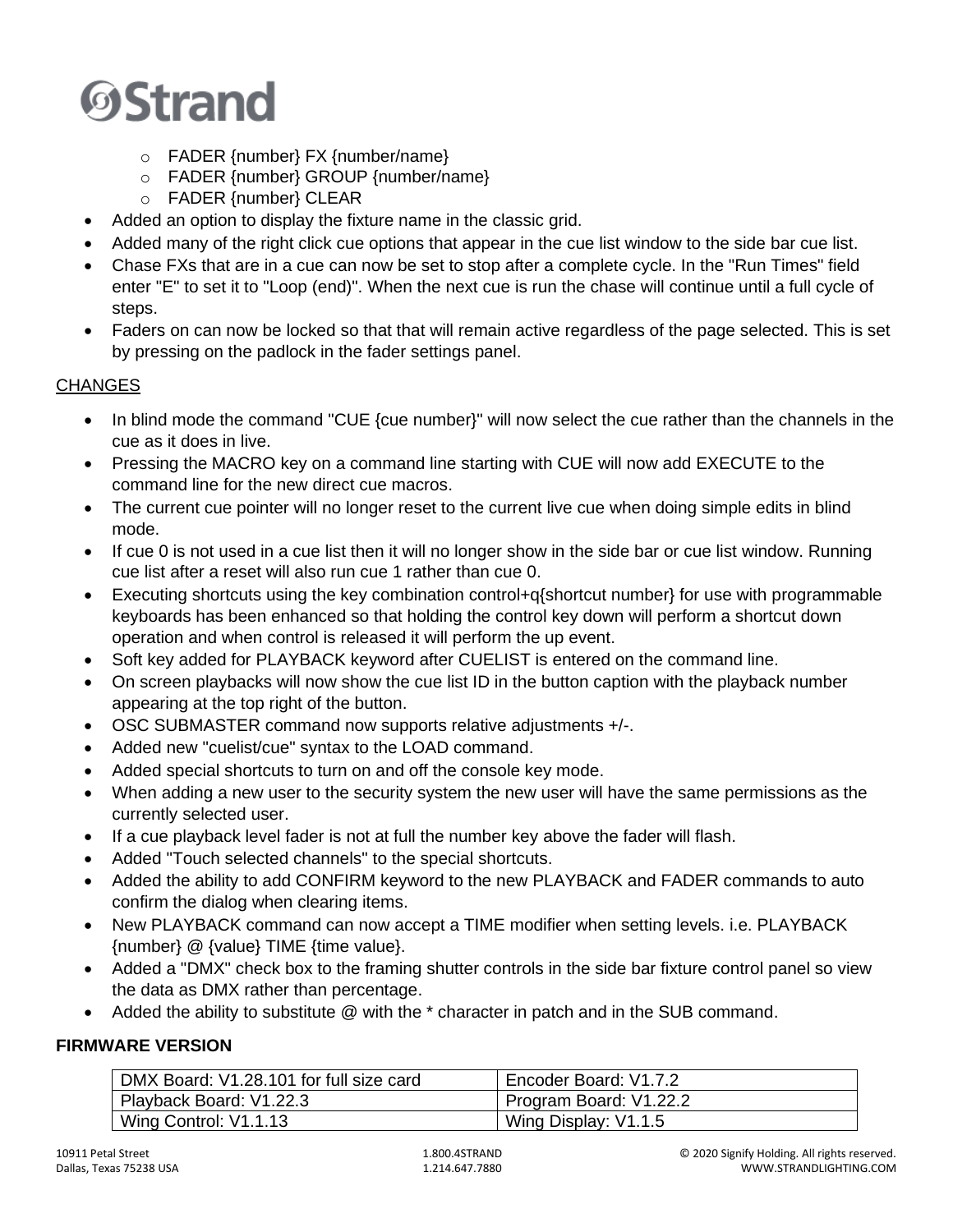- FADER {number} FX {number/name}
  - FADER {number} GROUP {number/name}
  - FADER {number} CLEAR
- Added an option to display the fixture name in the classic grid.
- Added many of the right click cue options that appear in the cue list window to the side bar cue list.
- Chase FXs that are in a cue can now be set to stop after a complete cycle. In the "Run Times" field enter "E" to set it to "Loop (end)". When the next cue is run the chase will continue until a full cycle of steps.
- Faders on can now be locked so that that will remain active regardless of the page selected. This is set by pressing on the padlock in the fader settings panel.

CHANGES

- In blind mode the command "CUE {cue number}" will now select the cue rather than the channels in the cue as it does in live.
- Pressing the MACRO key on a command line starting with CUE will now add EXECUTE to the command line for the new direct cue macros.
- The current cue pointer will no longer reset to the current live cue when doing simple edits in blind mode.
- If cue 0 is not used in a cue list then it will no longer show in the side bar or cue list window. Running cue list after a reset will also run cue 1 rather than cue 0.
- Executing shortcuts using the key combination control+q{shortcut number} for use with programmable keyboards has been enhanced so that holding the control key down will perform a shortcut down operation and when control is released it will perform the up event.
- Soft key added for PLAYBACK keyword after CUELIST is entered on the command line.
- On screen playbacks will now show the cue list ID in the button caption with the playback number appearing at the top right of the button.
- OSC SUBMASTER command now supports relative adjustments +/-.
- Added new "cuelist/cue" syntax to the LOAD command.
- Added special shortcuts to turn on and off the console key mode.
- When adding a new user to the security system the new user will have the same permissions as the currently selected user.
- If a cue playback level fader is not at full the number key above the fader will flash.
- Added "Touch selected channels" to the special shortcuts.
- Added the ability to add CONFIRM keyword to the new PLAYBACK and FADER commands to auto confirm the dialog when clearing items.
- New PLAYBACK command can now accept a TIME modifier when setting levels. i.e. PLAYBACK {number} @ {value} TIME {time value}.
- Added a "DMX" check box to the framing shutter controls in the side bar fixture control panel so view the data as DMX rather than percentage.
- Added the ability to substitute @ with the * character in patch and in the SUB command.

**FIRMWARE VERSION**

| | |
|---|---|
| DMX Board: V1.28.101 for full size card | Encoder Board: V1.7.2 |
| Playback Board: V1.22.3 | Program Board: V1.22.2 |
| Wing Control: V1.1.13 | Wing Display: V1.1.5 |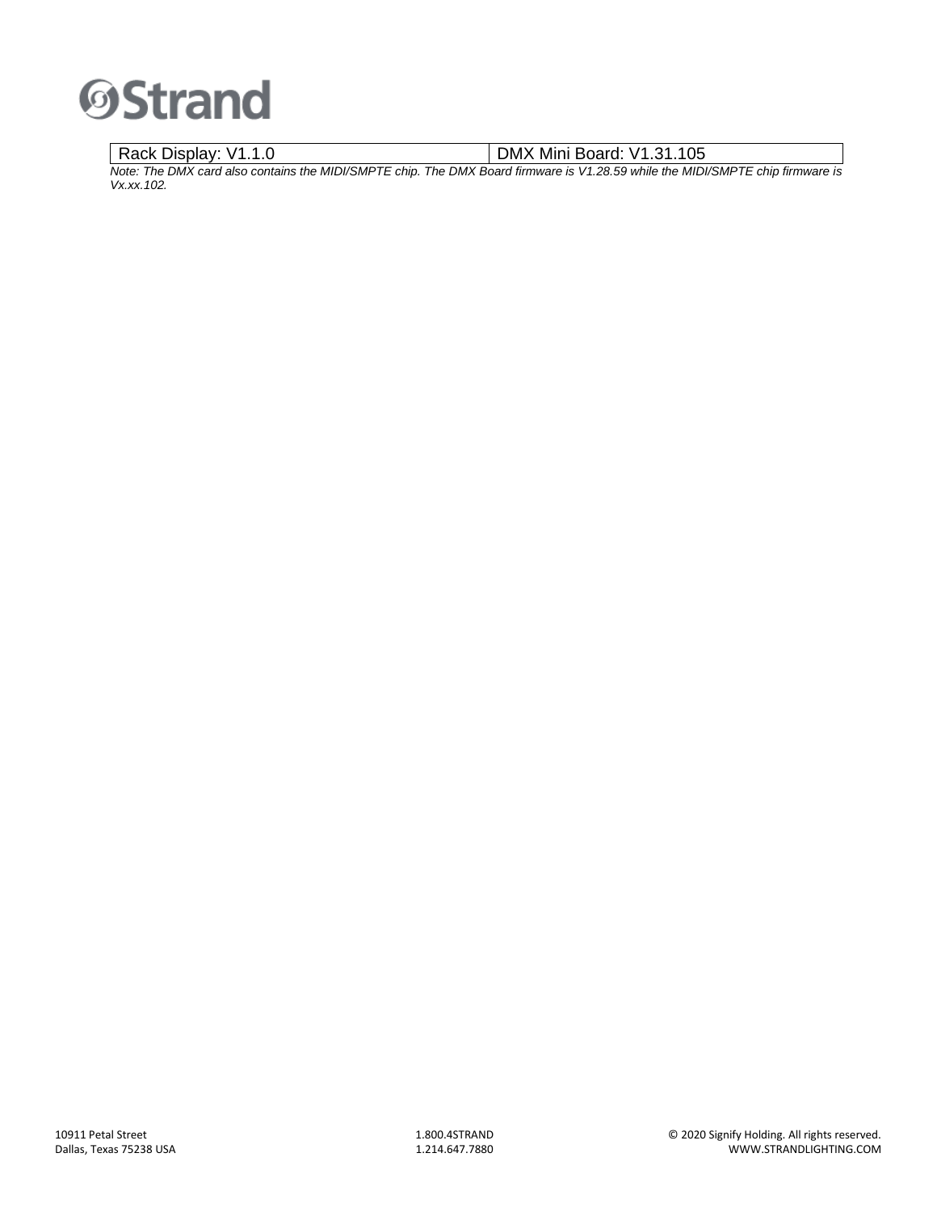| | |
|---|---|
| Rack Display: V1.1.0 | DMX Mini Board: V1.31.105 |

*Note: The DMX card also contains the MIDI/SMPTE chip. The DMX Board firmware is V1.28.59 while the MIDI/SMPTE chip firmware is Vx.xx.102.*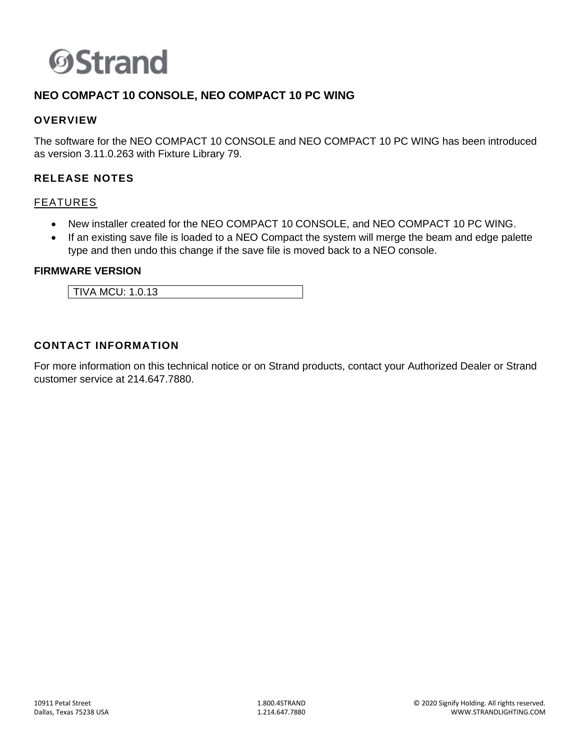## NEO COMPACT 10 CONSOLE, NEO COMPACT 10 PC WING

### OVERVIEW

The software for the NEO COMPACT 10 CONSOLE and NEO COMPACT 10 PC WING has been introduced as version 3.11.0.263 with Fixture Library 79.

### RELEASE NOTES

#### FEATURES

- New installer created for the NEO COMPACT 10 CONSOLE, and NEO COMPACT 10 PC WING.
- If an existing save file is loaded to a NEO Compact the system will merge the beam and edge palette type and then undo this change if the save file is moved back to a NEO console.

**FIRMWARE VERSION**

| |
|---|
| TIVA MCU: 1.0.13 |

### CONTACT INFORMATION

For more information on this technical notice or on Strand products, contact your Authorized Dealer or Strand customer service at 214.647.7880.